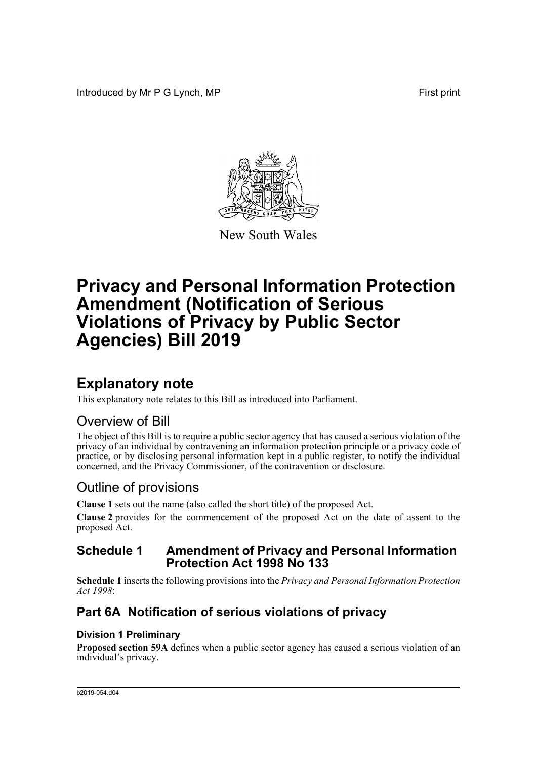Introduced by Mr P G Lynch, MP

First print

New South Wales

# Privacy and Personal Information Protection Amendment (Notification of Serious Violations of Privacy by Public Sector Agencies) Bill 2019

## Explanatory note

This explanatory note relates to this Bill as introduced into Parliament.

### Overview of Bill

The object of this Bill is to require a public sector agency that has caused a serious violation of the privacy of an individual by contravening an information protection principle or a privacy code of practice, or by disclosing personal information kept in a public register, to notify the individual concerned, and the Privacy Commissioner, of the contravention or disclosure.

### Outline of provisions

**Clause 1** sets out the name (also called the short title) of the proposed Act.

**Clause 2** provides for the commencement of the proposed Act on the date of assent to the proposed Act.

### Schedule 1 Amendment of Privacy and Personal Information Protection Act 1998 No 133

**Schedule 1** inserts the following provisions into the *Privacy and Personal Information Protection Act 1998*:

### Part 6A Notification of serious violations of privacy

#### Division 1 Preliminary

**Proposed section 59A** defines when a public sector agency has caused a serious violation of an individual's privacy.

b2019-054.d04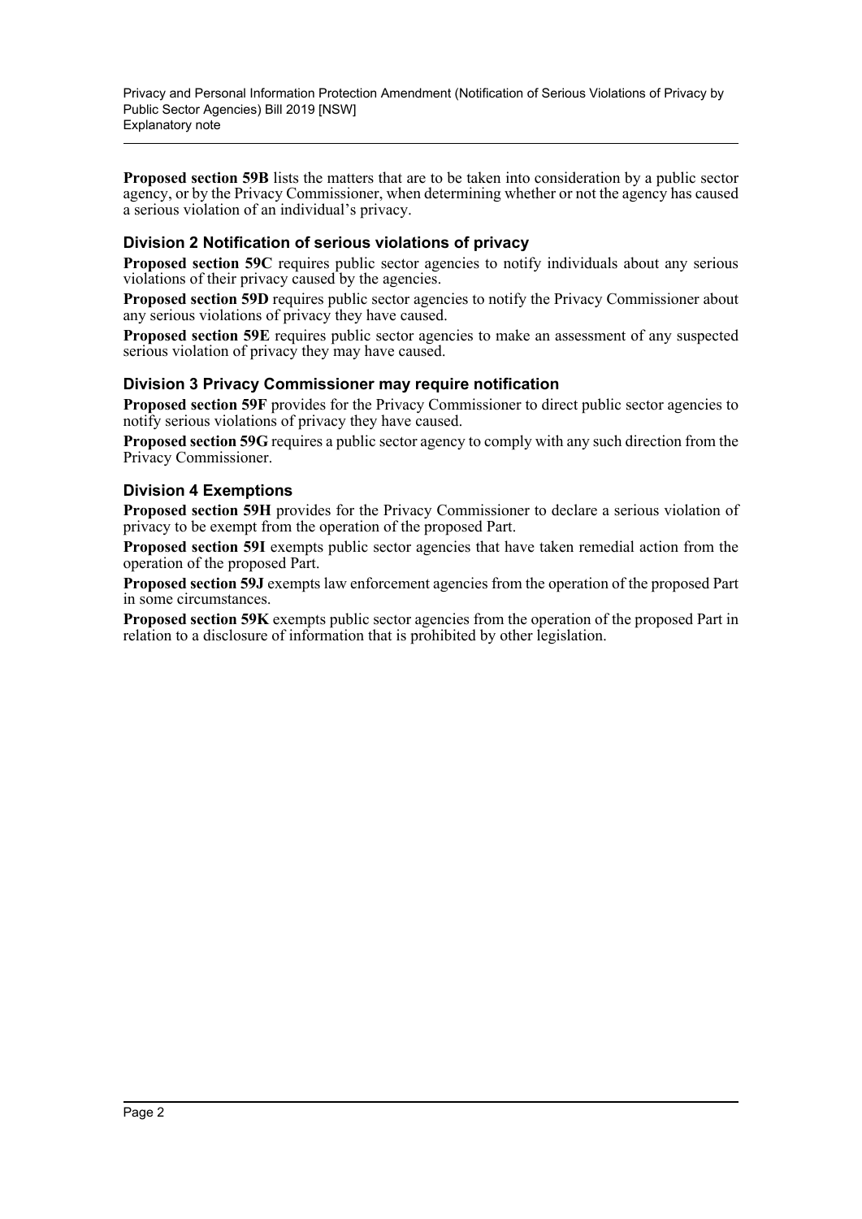**Proposed section 59B** lists the matters that are to be taken into consideration by a public sector agency, or by the Privacy Commissioner, when determining whether or not the agency has caused a serious violation of an individual's privacy.

### Division 2 Notification of serious violations of privacy

**Proposed section 59C** requires public sector agencies to notify individuals about any serious violations of their privacy caused by the agencies.

**Proposed section 59D** requires public sector agencies to notify the Privacy Commissioner about any serious violations of privacy they have caused.

**Proposed section 59E** requires public sector agencies to make an assessment of any suspected serious violation of privacy they may have caused.

### Division 3 Privacy Commissioner may require notification

**Proposed section 59F** provides for the Privacy Commissioner to direct public sector agencies to notify serious violations of privacy they have caused.

**Proposed section 59G** requires a public sector agency to comply with any such direction from the Privacy Commissioner.

### Division 4 Exemptions

**Proposed section 59H** provides for the Privacy Commissioner to declare a serious violation of privacy to be exempt from the operation of the proposed Part.

**Proposed section 59I** exempts public sector agencies that have taken remedial action from the operation of the proposed Part.

**Proposed section 59J** exempts law enforcement agencies from the operation of the proposed Part in some circumstances.

**Proposed section 59K** exempts public sector agencies from the operation of the proposed Part in relation to a disclosure of information that is prohibited by other legislation.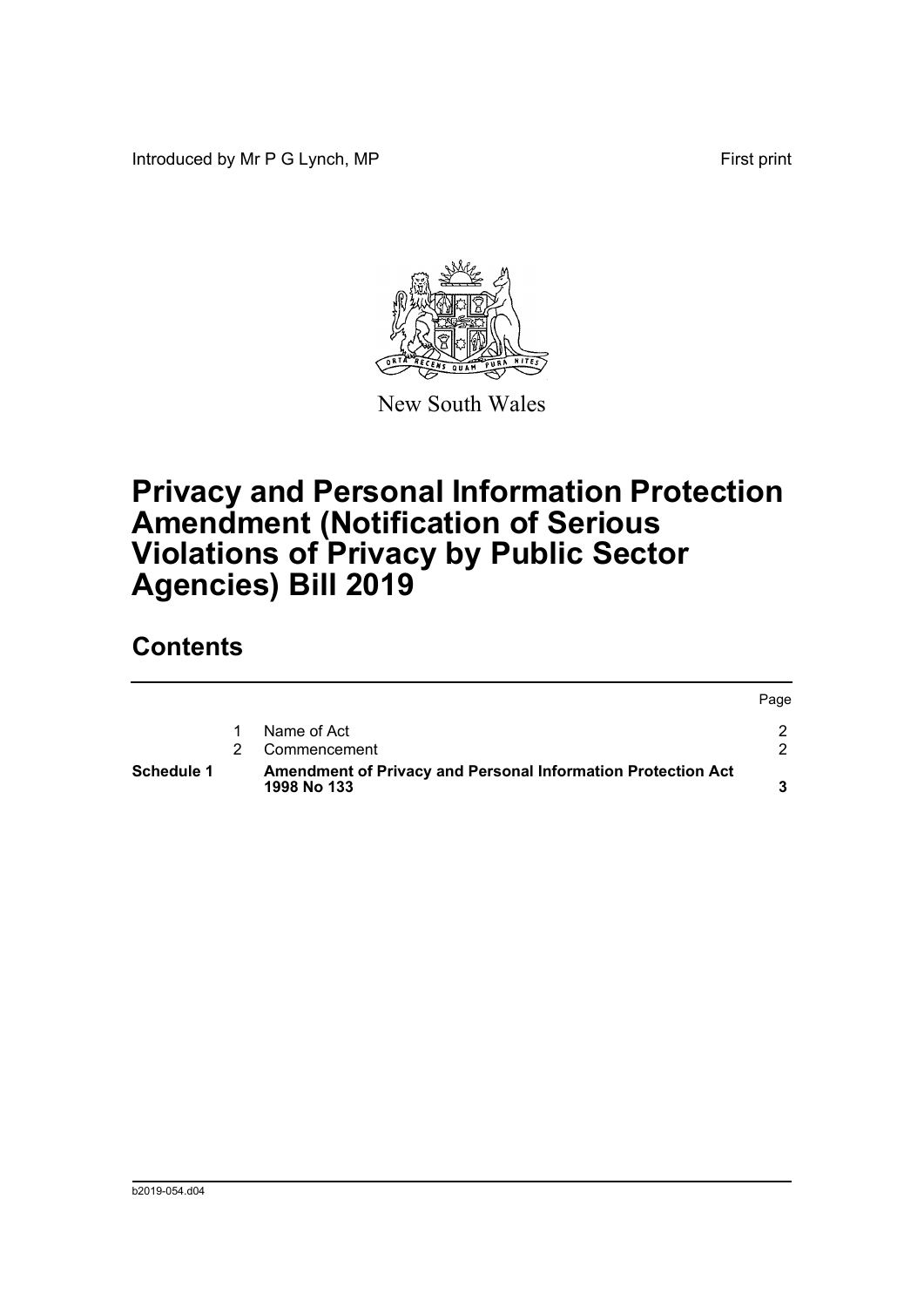Introduced by Mr P G Lynch, MP

First print

New South Wales

# Privacy and Personal Information Protection Amendment (Notification of Serious Violations of Privacy by Public Sector Agencies) Bill 2019

## Contents

| | | | Page |
|---|---|---|---|
| | 1 | Name of Act | 2 |
| | 2 | Commencement | 2 |
| **Schedule 1** | | **Amendment of Privacy and Personal Information Protection Act 1998 No 133** | **3** |

b2019-054.d04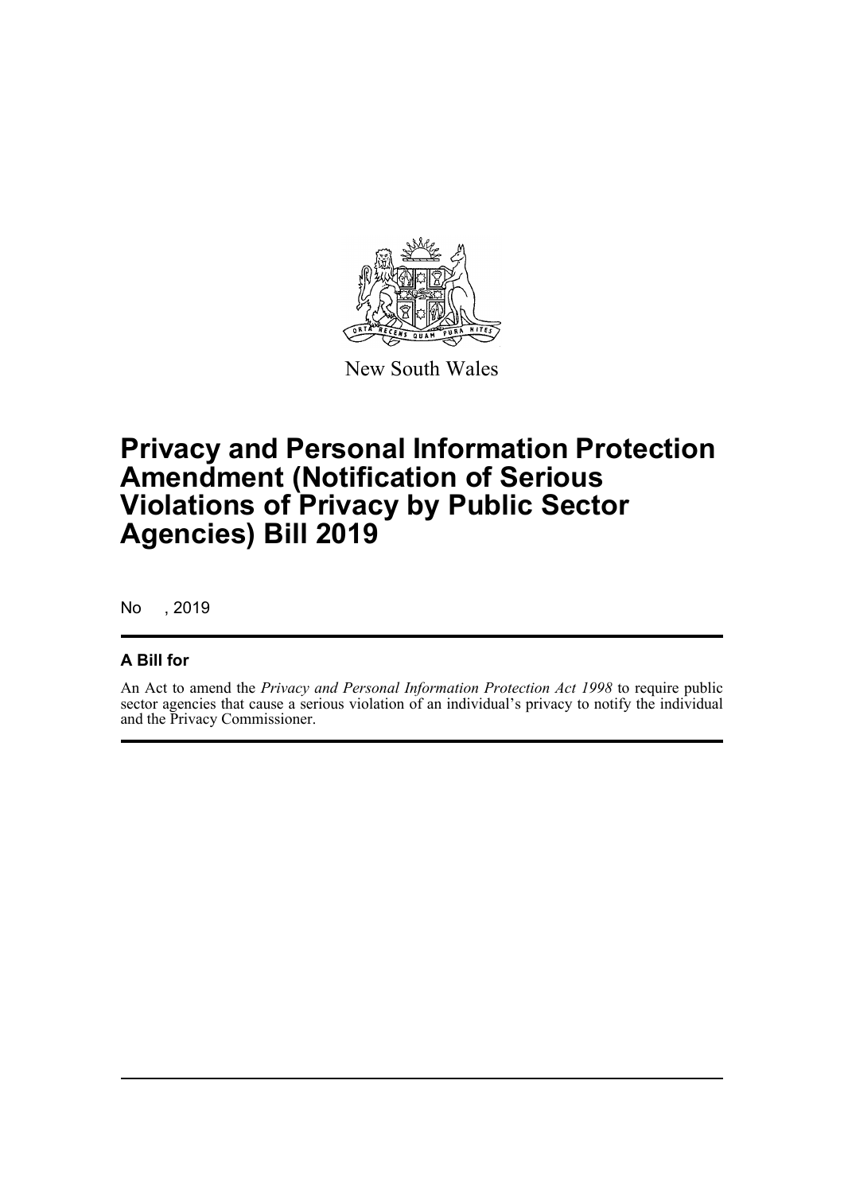New South Wales

# Privacy and Personal Information Protection Amendment (Notification of Serious Violations of Privacy by Public Sector Agencies) Bill 2019

No , 2019

## A Bill for

An Act to amend the *Privacy and Personal Information Protection Act 1998* to require public sector agencies that cause a serious violation of an individual's privacy to notify the individual and the Privacy Commissioner.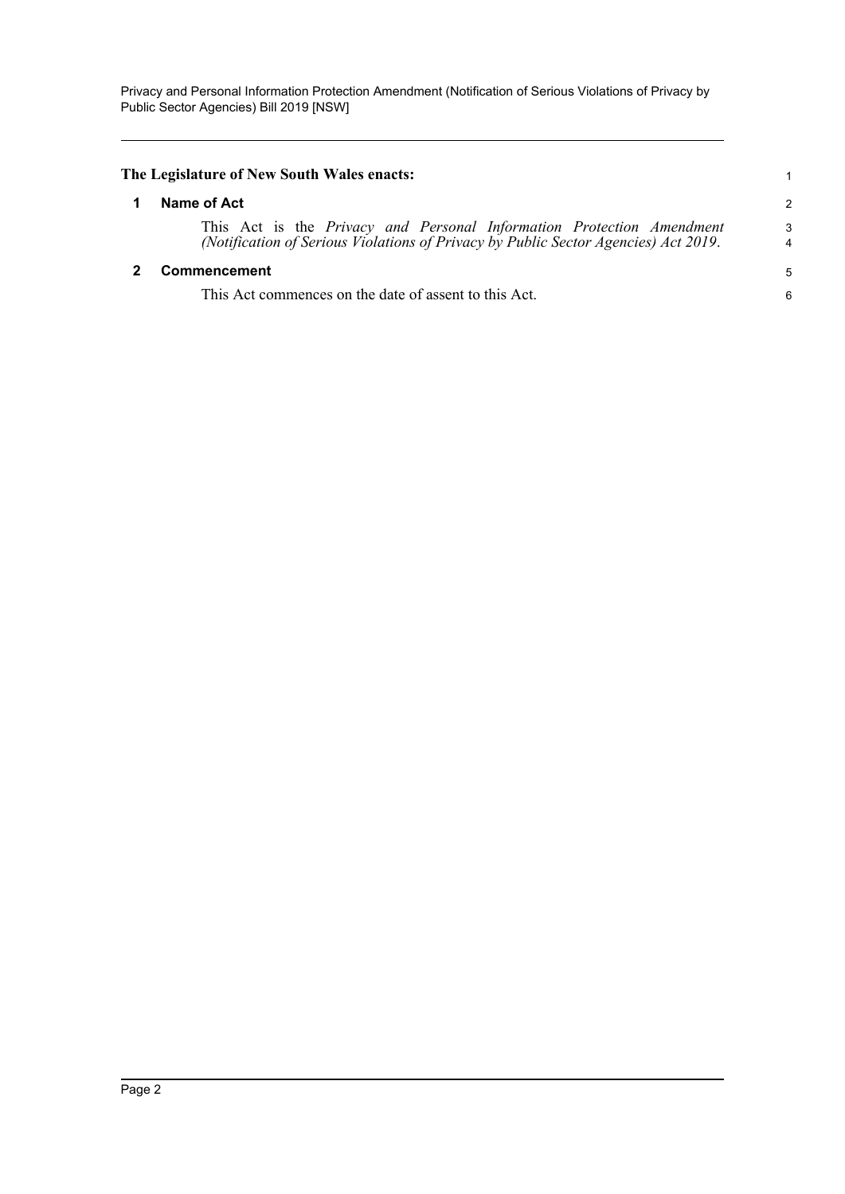**The Legislature of New South Wales enacts:**

## 1 Name of Act

This Act is the *Privacy and Personal Information Protection Amendment (Notification of Serious Violations of Privacy by Public Sector Agencies) Act 2019*.

## 2 Commencement

This Act commences on the date of assent to this Act.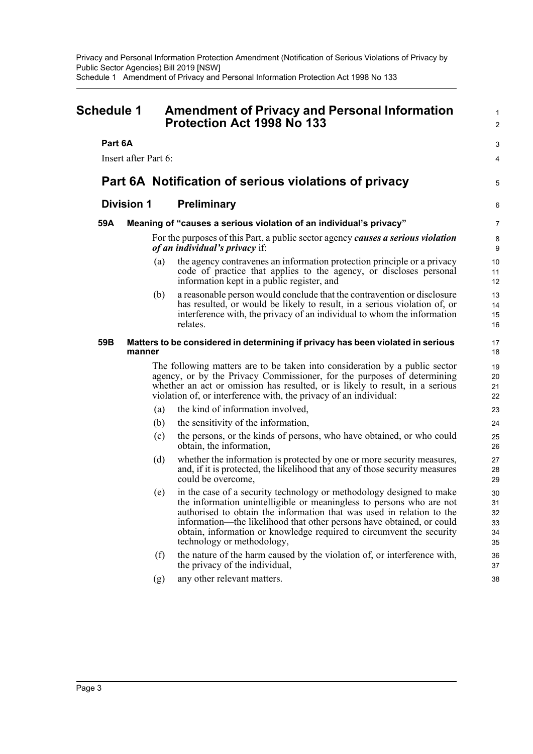# Schedule 1 Amendment of Privacy and Personal Information Protection Act 1998 No 133

**Part 6A**

Insert after Part 6:

## Part 6A Notification of serious violations of privacy

### Division 1 Preliminary

#### 59A Meaning of "causes a serious violation of an individual's privacy"

For the purposes of this Part, a public sector agency ***causes a serious violation of an individual's privacy*** if:

(a) the agency contravenes an information protection principle or a privacy code of practice that applies to the agency, or discloses personal information kept in a public register, and

(b) a reasonable person would conclude that the contravention or disclosure has resulted, or would be likely to result, in a serious violation of, or interference with, the privacy of an individual to whom the information relates.

#### 59B Matters to be considered in determining if privacy has been violated in serious manner

The following matters are to be taken into consideration by a public sector agency, or by the Privacy Commissioner, for the purposes of determining whether an act or omission has resulted, or is likely to result, in a serious violation of, or interference with, the privacy of an individual:

(a) the kind of information involved,

(b) the sensitivity of the information,

(c) the persons, or the kinds of persons, who have obtained, or who could obtain, the information,

(d) whether the information is protected by one or more security measures, and, if it is protected, the likelihood that any of those security measures could be overcome,

(e) in the case of a security technology or methodology designed to make the information unintelligible or meaningless to persons who are not authorised to obtain the information that was used in relation to the information—the likelihood that other persons have obtained, or could obtain, information or knowledge required to circumvent the security technology or methodology,

(f) the nature of the harm caused by the violation of, or interference with, the privacy of the individual,

(g) any other relevant matters.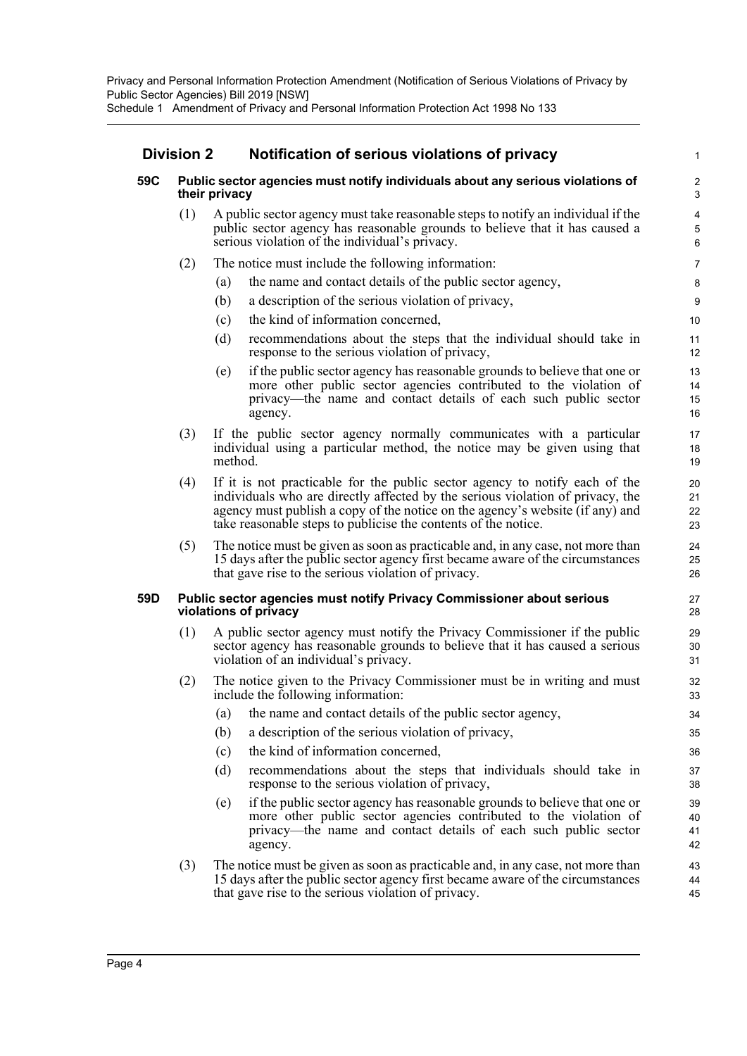## Division 2 Notification of serious violations of privacy

### 59C Public sector agencies must notify individuals about any serious violations of their privacy

(1) A public sector agency must take reasonable steps to notify an individual if the public sector agency has reasonable grounds to believe that it has caused a serious violation of the individual's privacy.

(2) The notice must include the following information:

- (a) the name and contact details of the public sector agency,
- (b) a description of the serious violation of privacy,
- (c) the kind of information concerned,
- (d) recommendations about the steps that the individual should take in response to the serious violation of privacy,
- (e) if the public sector agency has reasonable grounds to believe that one or more other public sector agencies contributed to the violation of privacy—the name and contact details of each such public sector agency.

(3) If the public sector agency normally communicates with a particular individual using a particular method, the notice may be given using that method.

(4) If it is not practicable for the public sector agency to notify each of the individuals who are directly affected by the serious violation of privacy, the agency must publish a copy of the notice on the agency's website (if any) and take reasonable steps to publicise the contents of the notice.

(5) The notice must be given as soon as practicable and, in any case, not more than 15 days after the public sector agency first became aware of the circumstances that gave rise to the serious violation of privacy.

### 59D Public sector agencies must notify Privacy Commissioner about serious violations of privacy

(1) A public sector agency must notify the Privacy Commissioner if the public sector agency has reasonable grounds to believe that it has caused a serious violation of an individual's privacy.

(2) The notice given to the Privacy Commissioner must be in writing and must include the following information:

- (a) the name and contact details of the public sector agency,
- (b) a description of the serious violation of privacy,
- (c) the kind of information concerned,
- (d) recommendations about the steps that individuals should take in response to the serious violation of privacy,
- (e) if the public sector agency has reasonable grounds to believe that one or more other public sector agencies contributed to the violation of privacy—the name and contact details of each such public sector agency.

(3) The notice must be given as soon as practicable and, in any case, not more than 15 days after the public sector agency first became aware of the circumstances that gave rise to the serious violation of privacy.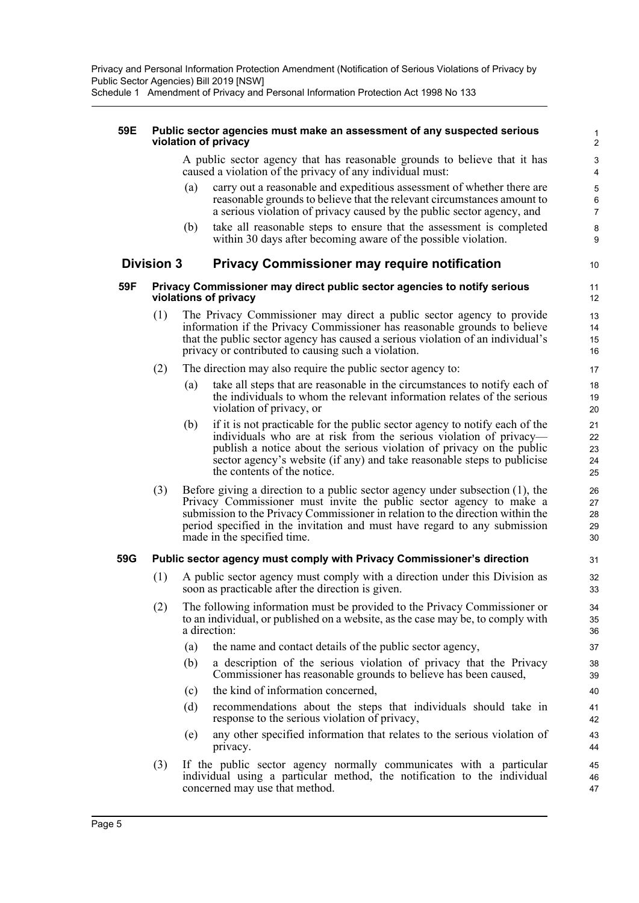#### 59E Public sector agencies must make an assessment of any suspected serious violation of privacy

A public sector agency that has reasonable grounds to believe that it has caused a violation of the privacy of any individual must:

(a) carry out a reasonable and expeditious assessment of whether there are reasonable grounds to believe that the relevant circumstances amount to a serious violation of privacy caused by the public sector agency, and

(b) take all reasonable steps to ensure that the assessment is completed within 30 days after becoming aware of the possible violation.

## Division 3 Privacy Commissioner may require notification

#### 59F Privacy Commissioner may direct public sector agencies to notify serious violations of privacy

(1) The Privacy Commissioner may direct a public sector agency to provide information if the Privacy Commissioner has reasonable grounds to believe that the public sector agency has caused a serious violation of an individual's privacy or contributed to causing such a violation.

(2) The direction may also require the public sector agency to:

(a) take all steps that are reasonable in the circumstances to notify each of the individuals to whom the relevant information relates of the serious violation of privacy, or

(b) if it is not practicable for the public sector agency to notify each of the individuals who are at risk from the serious violation of privacy—publish a notice about the serious violation of privacy on the public sector agency's website (if any) and take reasonable steps to publicise the contents of the notice.

(3) Before giving a direction to a public sector agency under subsection (1), the Privacy Commissioner must invite the public sector agency to make a submission to the Privacy Commissioner in relation to the direction within the period specified in the invitation and must have regard to any submission made in the specified time.

#### 59G Public sector agency must comply with Privacy Commissioner's direction

(1) A public sector agency must comply with a direction under this Division as soon as practicable after the direction is given.

(2) The following information must be provided to the Privacy Commissioner or to an individual, or published on a website, as the case may be, to comply with a direction:

(a) the name and contact details of the public sector agency,

(b) a description of the serious violation of privacy that the Privacy Commissioner has reasonable grounds to believe has been caused,

(c) the kind of information concerned,

(d) recommendations about the steps that individuals should take in response to the serious violation of privacy,

(e) any other specified information that relates to the serious violation of privacy.

(3) If the public sector agency normally communicates with a particular individual using a particular method, the notification to the individual concerned may use that method.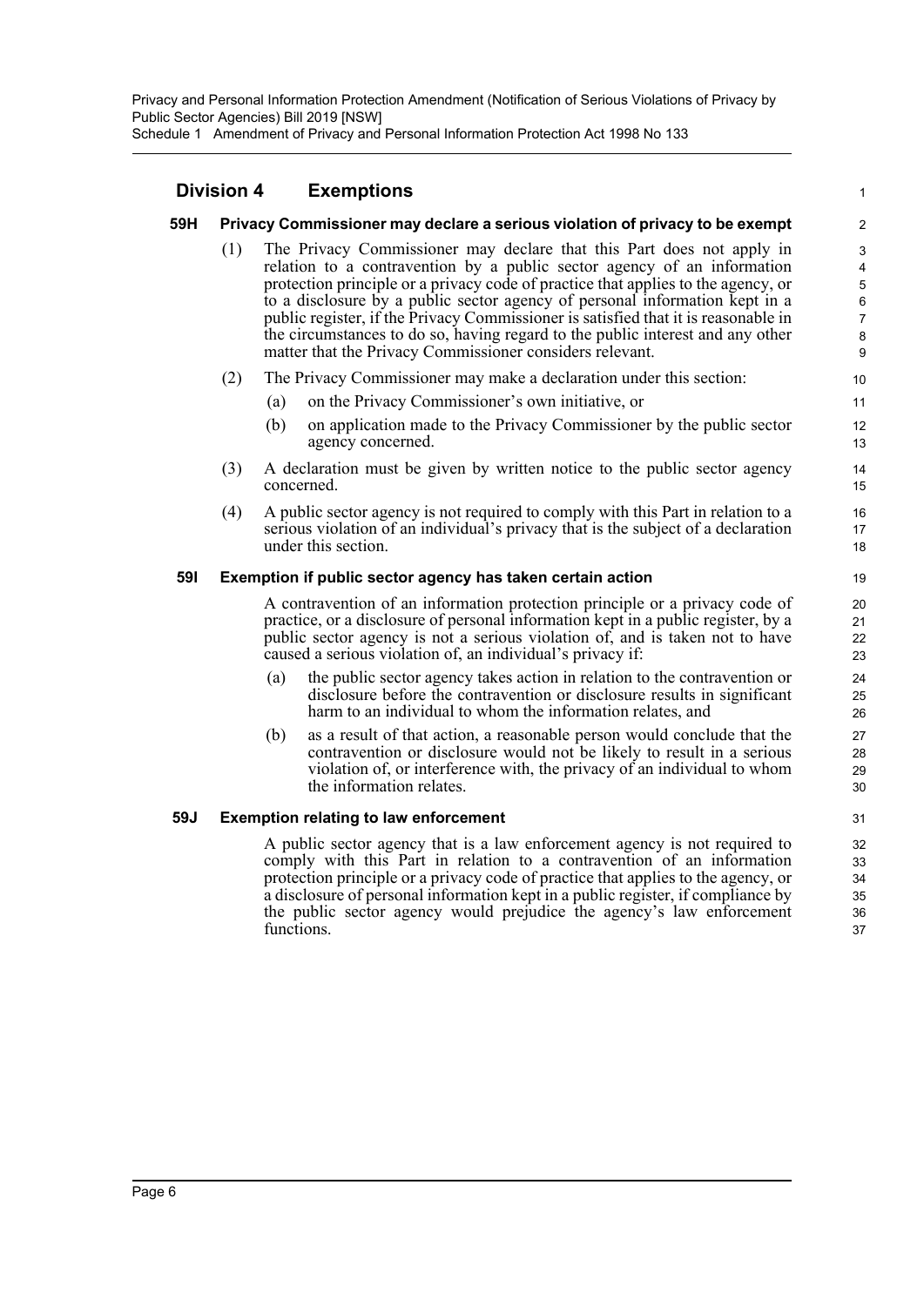## Division 4 Exemptions

### 59H Privacy Commissioner may declare a serious violation of privacy to be exempt

(1) The Privacy Commissioner may declare that this Part does not apply in relation to a contravention by a public sector agency of an information protection principle or a privacy code of practice that applies to the agency, or to a disclosure by a public sector agency of personal information kept in a public register, if the Privacy Commissioner is satisfied that it is reasonable in the circumstances to do so, having regard to the public interest and any other matter that the Privacy Commissioner considers relevant.

(2) The Privacy Commissioner may make a declaration under this section:

(a) on the Privacy Commissioner's own initiative, or

(b) on application made to the Privacy Commissioner by the public sector agency concerned.

(3) A declaration must be given by written notice to the public sector agency concerned.

(4) A public sector agency is not required to comply with this Part in relation to a serious violation of an individual's privacy that is the subject of a declaration under this section.

### 59I Exemption if public sector agency has taken certain action

A contravention of an information protection principle or a privacy code of practice, or a disclosure of personal information kept in a public register, by a public sector agency is not a serious violation of, and is taken not to have caused a serious violation of, an individual's privacy if:

(a) the public sector agency takes action in relation to the contravention or disclosure before the contravention or disclosure results in significant harm to an individual to whom the information relates, and

(b) as a result of that action, a reasonable person would conclude that the contravention or disclosure would not be likely to result in a serious violation of, or interference with, the privacy of an individual to whom the information relates.

### 59J Exemption relating to law enforcement

A public sector agency that is a law enforcement agency is not required to comply with this Part in relation to a contravention of an information protection principle or a privacy code of practice that applies to the agency, or a disclosure of personal information kept in a public register, if compliance by the public sector agency would prejudice the agency's law enforcement functions.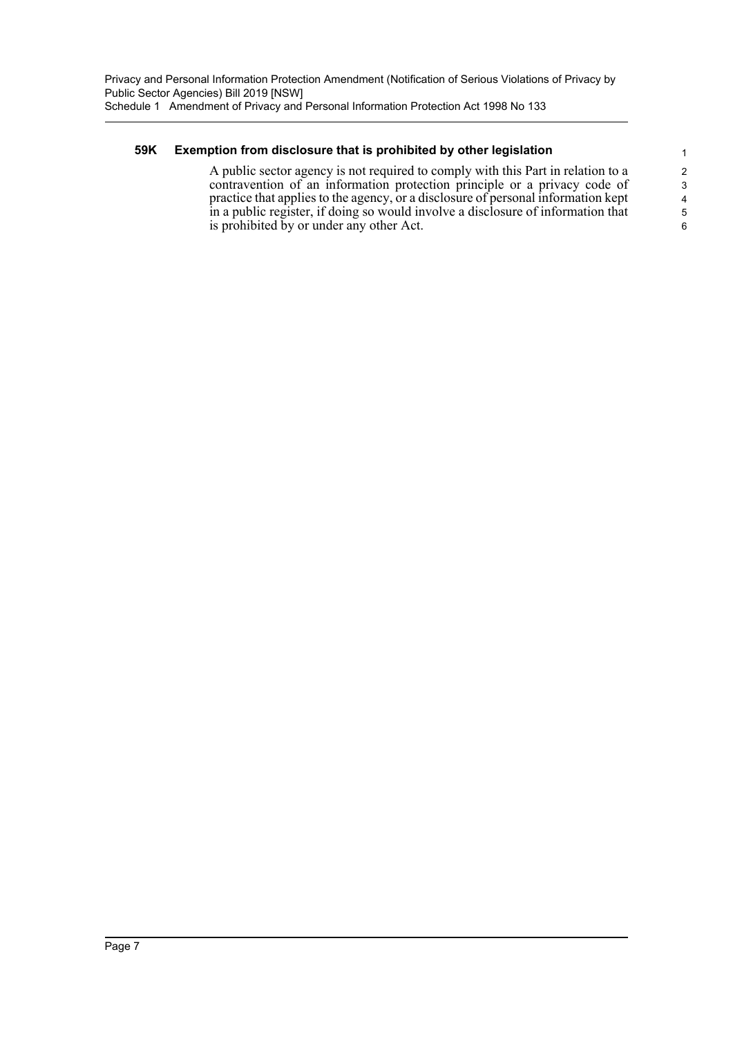### 59K Exemption from disclosure that is prohibited by other legislation

A public sector agency is not required to comply with this Part in relation to a contravention of an information protection principle or a privacy code of practice that applies to the agency, or a disclosure of personal information kept in a public register, if doing so would involve a disclosure of information that is prohibited by or under any other Act.